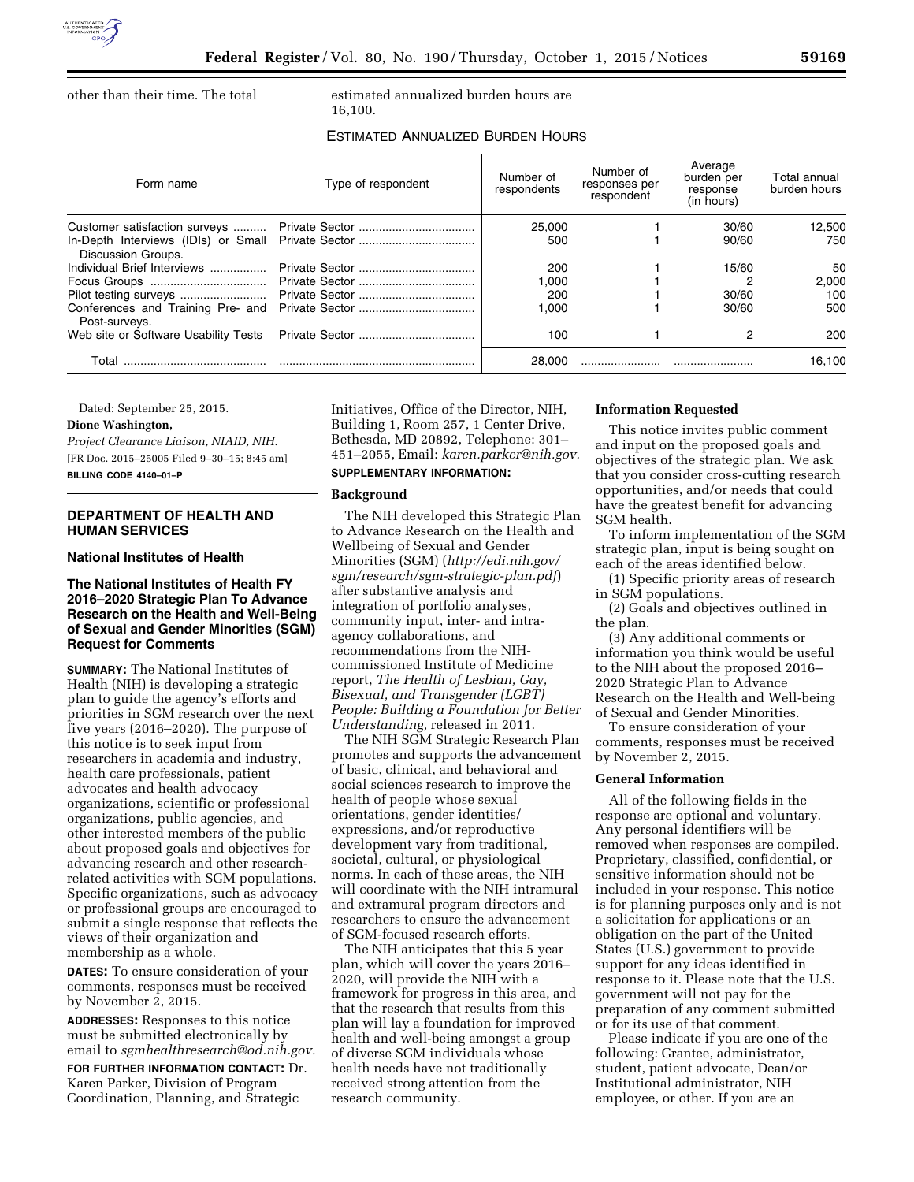other than their time. The total estimated annualized burden hours are 16,100.

ESTIMATED ANNUALIZED BURDEN HOURS

| Form name | Type of respondent | Number of respondents | Number of responses per respondent | Average burden per response (in hours) | Total annual burden hours |
|---|---|---|---|---|---|
| Customer satisfaction surveys | Private Sector | 25,000 | 1 | 30/60 | 12,500 |
| In-Depth Interviews (IDIs) or Small Discussion Groups. | Private Sector | 500 | 1 | 90/60 | 750 |
| Individual Brief Interviews | Private Sector | 200 | 1 | 15/60 | 50 |
| Focus Groups | Private Sector | 1,000 | 1 | 2 | 2,000 |
| Pilot testing surveys | Private Sector | 200 | 1 | 30/60 | 100 |
| Conferences and Training Pre- and Post-surveys. | Private Sector | 1,000 | 1 | 30/60 | 500 |
| Web site or Software Usability Tests | Private Sector | 100 | 1 | 2 | 200 |
| Total | | 28,000 | | | 16,100 |

Dated: September 25, 2015.

**Dione Washington,**

*Project Clearance Liaison, NIAID, NIH.*

[FR Doc. 2015–25005 Filed 9–30–15; 8:45 am]

**BILLING CODE 4140–01–P**

## DEPARTMENT OF HEALTH AND HUMAN SERVICES

### National Institutes of Health

### The National Institutes of Health FY 2016–2020 Strategic Plan To Advance Research on the Health and Well-Being of Sexual and Gender Minorities (SGM) Request for Comments

**SUMMARY:** The National Institutes of Health (NIH) is developing a strategic plan to guide the agency's efforts and priorities in SGM research over the next five years (2016–2020). The purpose of this notice is to seek input from researchers in academia and industry, health care professionals, patient advocates and health advocacy organizations, scientific or professional organizations, public agencies, and other interested members of the public about proposed goals and objectives for advancing research and other research-related activities with SGM populations. Specific organizations, such as advocacy or professional groups are encouraged to submit a single response that reflects the views of their organization and membership as a whole.

**DATES:** To ensure consideration of your comments, responses must be received by November 2, 2015.

**ADDRESSES:** Responses to this notice must be submitted electronically by email to *sgmhealthresearch@od.nih.gov.*

**FOR FURTHER INFORMATION CONTACT:** Dr. Karen Parker, Division of Program Coordination, Planning, and Strategic Initiatives, Office of the Director, NIH, Building 1, Room 257, 1 Center Drive, Bethesda, MD 20892, Telephone: 301–451–2055, Email: *karen.parker@nih.gov.*

**SUPPLEMENTARY INFORMATION:**

#### Background

The NIH developed this Strategic Plan to Advance Research on the Health and Wellbeing of Sexual and Gender Minorities (SGM) (*http://edi.nih.gov/sgm/research/sgm-strategic-plan.pdf*) after substantive analysis and integration of portfolio analyses, community input, inter- and intra-agency collaborations, and recommendations from the NIH-commissioned Institute of Medicine report, *The Health of Lesbian, Gay, Bisexual, and Transgender (LGBT) People: Building a Foundation for Better Understanding,* released in 2011.

The NIH SGM Strategic Research Plan promotes and supports the advancement of basic, clinical, and behavioral and social sciences research to improve the health of people whose sexual orientations, gender identities/expressions, and/or reproductive development vary from traditional, societal, cultural, or physiological norms. In each of these areas, the NIH will coordinate with the NIH intramural and extramural program directors and researchers to ensure the advancement of SGM-focused research efforts.

The NIH anticipates that this 5 year plan, which will cover the years 2016–2020, will provide the NIH with a framework for progress in this area, and that the research that results from this plan will lay a foundation for improved health and well-being amongst a group of diverse SGM individuals whose health needs have not traditionally received strong attention from the research community.

#### Information Requested

This notice invites public comment and input on the proposed goals and objectives of the strategic plan. We ask that you consider cross-cutting research opportunities, and/or needs that could have the greatest benefit for advancing SGM health.

To inform implementation of the SGM strategic plan, input is being sought on each of the areas identified below.

(1) Specific priority areas of research in SGM populations.

(2) Goals and objectives outlined in the plan.

(3) Any additional comments or information you think would be useful to the NIH about the proposed 2016–2020 Strategic Plan to Advance Research on the Health and Well-being of Sexual and Gender Minorities.

To ensure consideration of your comments, responses must be received by November 2, 2015.

#### General Information

All of the following fields in the response are optional and voluntary. Any personal identifiers will be removed when responses are compiled. Proprietary, classified, confidential, or sensitive information should not be included in your response. This notice is for planning purposes only and is not a solicitation for applications or an obligation on the part of the United States (U.S.) government to provide support for any ideas identified in response to it. Please note that the U.S. government will not pay for the preparation of any comment submitted or for its use of that comment.

Please indicate if you are one of the following: Grantee, administrator, student, patient advocate, Dean/or Institutional administrator, NIH employee, or other. If you are an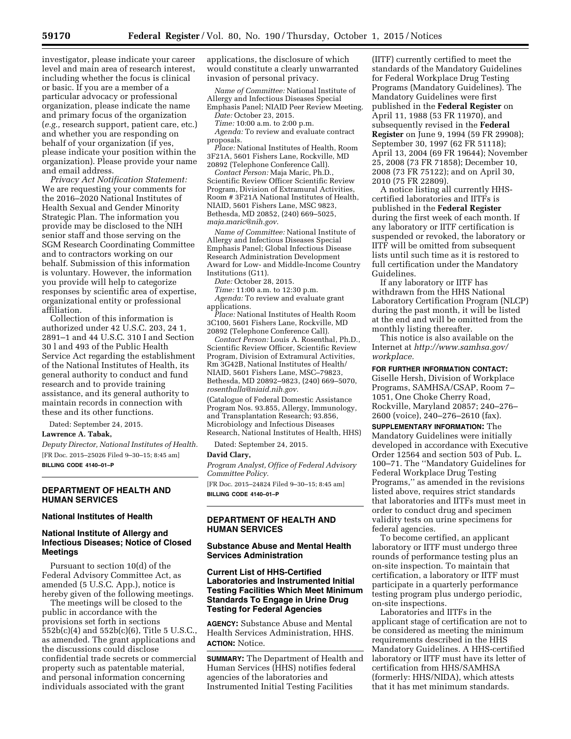investigator, please indicate your career level and main area of research interest, including whether the focus is clinical or basic. If you are a member of a particular advocacy or professional organization, please indicate the name and primary focus of the organization (*e.g.,* research support, patient care, etc.) and whether you are responding on behalf of your organization (if yes, please indicate your position within the organization). Please provide your name and email address.

*Privacy Act Notification Statement:* We are requesting your comments for the 2016–2020 National Institutes of Health Sexual and Gender Minority Strategic Plan. The information you provide may be disclosed to the NIH senior staff and those serving on the SGM Research Coordinating Committee and to contractors working on our behalf. Submission of this information is voluntary. However, the information you provide will help to categorize responses by scientific area of expertise, organizational entity or professional affiliation.

Collection of this information is authorized under 42 U.S.C. 203, 24 1, 2891–1 and 44 U.S.C. 310 I and Section 30 l and 493 of the Public Health Service Act regarding the establishment of the National Institutes of Health, its general authority to conduct and fund research and to provide training assistance, and its general authority to maintain records in connection with these and its other functions.

Dated: September 24, 2015.

**Lawrence A. Tabak,**

*Deputy Director, National Institutes of Health.*

[FR Doc. 2015–25026 Filed 9–30–15; 8:45 am]

**BILLING CODE 4140–01–P**

## DEPARTMENT OF HEALTH AND HUMAN SERVICES

### National Institutes of Health

### National Institute of Allergy and Infectious Diseases; Notice of Closed Meetings

Pursuant to section 10(d) of the Federal Advisory Committee Act, as amended (5 U.S.C. App.), notice is hereby given of the following meetings.

The meetings will be closed to the public in accordance with the provisions set forth in sections 552b(c)(4) and 552b(c)(6), Title 5 U.S.C., as amended. The grant applications and the discussions could disclose confidential trade secrets or commercial property such as patentable material, and personal information concerning individuals associated with the grant applications, the disclosure of which would constitute a clearly unwarranted invasion of personal privacy.

*Name of Committee:* National Institute of Allergy and Infectious Diseases Special Emphasis Panel; NIAID Peer Review Meeting.

*Date:* October 23, 2015.

*Time:* 10:00 a.m. to 2:00 p.m.

*Agenda:* To review and evaluate contract proposals.

*Place:* National Institutes of Health, Room 3F21A, 5601 Fishers Lane, Rockville, MD 20892 (Telephone Conference Call).

*Contact Person:* Maja Maric, Ph.D., Scientific Review Officer Scientific Review Program, Division of Extramural Activities, Room # 3F21A National Institutes of Health, NIAID, 5601 Fishers Lane, MSC 9823, Bethesda, MD 20852, (240) 669–5025, *maja.maric@nih.gov*.

*Name of Committee:* National Institute of Allergy and Infectious Diseases Special Emphasis Panel; Global Infectious Disease Research Administration Development Award for Low- and Middle-Income Country Institutions (G11).

*Date:* October 28, 2015.

*Time:* 11:00 a.m. to 12:30 p.m.

*Agenda:* To review and evaluate grant applications.

*Place:* National Institutes of Health Room 3C100, 5601 Fishers Lane, Rockville, MD 20892 (Telephone Conference Call).

*Contact Person:* Louis A. Rosenthal, Ph.D., Scientific Review Officer, Scientific Review Program, Division of Extramural Activities, Rm 3G42B, National Institutes of Health/ NIAID, 5601 Fishers Lane, MSC–79823, Bethesda, MD 20892–9823, (240) 669–5070, *rosenthalla@niaid.nih.gov*.

(Catalogue of Federal Domestic Assistance Program Nos. 93.855, Allergy, Immunology, and Transplantation Research; 93.856, Microbiology and Infectious Diseases Research, National Institutes of Health, HHS)

Dated: September 24, 2015.

**David Clary,**

*Program Analyst, Office of Federal Advisory Committee Policy.*

[FR Doc. 2015–24824 Filed 9–30–15; 8:45 am]

**BILLING CODE 4140–01–P**

## DEPARTMENT OF HEALTH AND HUMAN SERVICES

### Substance Abuse and Mental Health Services Administration

### Current List of HHS-Certified Laboratories and Instrumented Initial Testing Facilities Which Meet Minimum Standards To Engage in Urine Drug Testing for Federal Agencies

**AGENCY:** Substance Abuse and Mental Health Services Administration, HHS.

**ACTION:** Notice.

**SUMMARY:** The Department of Health and Human Services (HHS) notifies federal agencies of the laboratories and Instrumented Initial Testing Facilities (IITF) currently certified to meet the standards of the Mandatory Guidelines for Federal Workplace Drug Testing Programs (Mandatory Guidelines). The Mandatory Guidelines were first published in the **Federal Register** on April 11, 1988 (53 FR 11970), and subsequently revised in the **Federal Register** on June 9, 1994 (59 FR 29908); September 30, 1997 (62 FR 51118); April 13, 2004 (69 FR 19644); November 25, 2008 (73 FR 71858); December 10, 2008 (73 FR 75122); and on April 30, 2010 (75 FR 22809).

A notice listing all currently HHS-certified laboratories and IITFs is published in the **Federal Register** during the first week of each month. If any laboratory or IITF certification is suspended or revoked, the laboratory or IITF will be omitted from subsequent lists until such time as it is restored to full certification under the Mandatory Guidelines.

If any laboratory or IITF has withdrawn from the HHS National Laboratory Certification Program (NLCP) during the past month, it will be listed at the end and will be omitted from the monthly listing thereafter.

This notice is also available on the Internet at *http://www.samhsa.gov/workplace.*

**FOR FURTHER INFORMATION CONTACT:** Giselle Hersh, Division of Workplace Programs, SAMHSA/CSAP, Room 7–1051, One Choke Cherry Road, Rockville, Maryland 20857; 240–276–2600 (voice), 240–276–2610 (fax).

**SUPPLEMENTARY INFORMATION:** The Mandatory Guidelines were initially developed in accordance with Executive Order 12564 and section 503 of Pub. L. 100–71. The ''Mandatory Guidelines for Federal Workplace Drug Testing Programs,'' as amended in the revisions listed above, requires strict standards that laboratories and IITFs must meet in order to conduct drug and specimen validity tests on urine specimens for federal agencies.

To become certified, an applicant laboratory or IITF must undergo three rounds of performance testing plus an on-site inspection. To maintain that certification, a laboratory or IITF must participate in a quarterly performance testing program plus undergo periodic, on-site inspections.

Laboratories and IITFs in the applicant stage of certification are not to be considered as meeting the minimum requirements described in the HHS Mandatory Guidelines. A HHS-certified laboratory or IITF must have its letter of certification from HHS/SAMHSA (formerly: HHS/NIDA), which attests that it has met minimum standards.